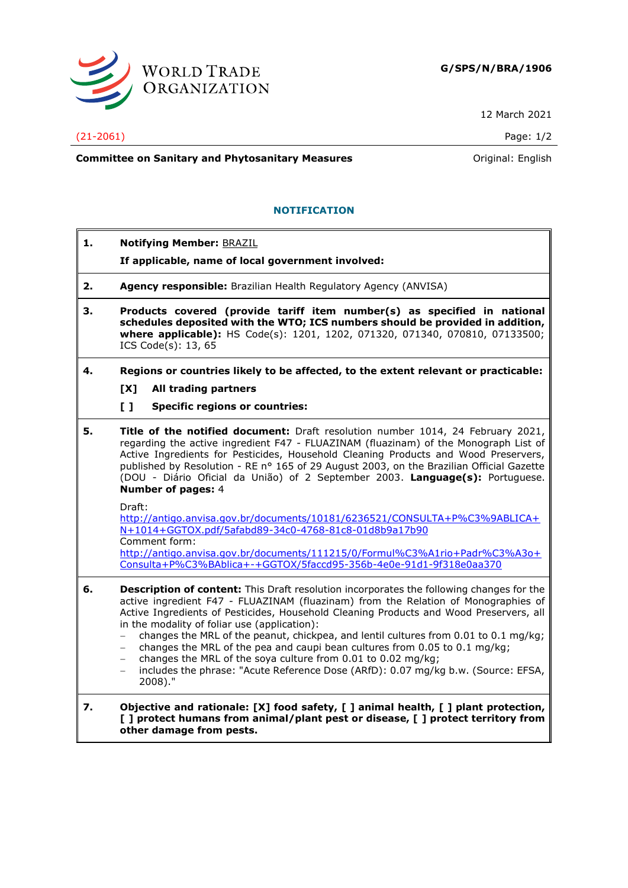WORLD TRADE ORGANIZATION

**G/SPS/N/BRA/1906**

12 March 2021

(21-2061)

**Committee on Sanitary and Phytosanitary Measures** Original: English

## NOTIFICATION

**1. Notifying Member:** BRAZIL

**If applicable, name of local government involved:**

**2. Agency responsible:** Brazilian Health Regulatory Agency (ANVISA)

**3. Products covered (provide tariff item number(s) as specified in national schedules deposited with the WTO; ICS numbers should be provided in addition, where applicable):** HS Code(s): 1201, 1202, 071320, 071340, 070810, 07133500; ICS Code(s): 13, 65

**4. Regions or countries likely to be affected, to the extent relevant or practicable:**

**[X] All trading partners**

**[ ] Specific regions or countries:**

**5. Title of the notified document:** Draft resolution number 1014, 24 February 2021, regarding the active ingredient F47 - FLUAZINAM (fluazinam) of the Monograph List of Active Ingredients for Pesticides, Household Cleaning Products and Wood Preservers, published by Resolution - RE nº 165 of 29 August 2003, on the Brazilian Official Gazette (DOU - Diário Oficial da União) of 2 September 2003. **Language(s):** Portuguese. **Number of pages:** 4

Draft:
http://antigo.anvisa.gov.br/documents/10181/6236521/CONSULTA+P%C3%9ABLICA+N+1014+GGTOX.pdf/5afabd89-34c0-4768-81c8-01d8b9a17b90
Comment form:
http://antigo.anvisa.gov.br/documents/111215/0/Formul%C3%A1rio+Padr%C3%A3o+Consulta+P%C3%BAblica+-+GGTOX/5faccd95-356b-4e0e-91d1-9f318e0aa370

**6. Description of content:** This Draft resolution incorporates the following changes for the active ingredient F47 - FLUAZINAM (fluazinam) from the Relation of Monographies of Active Ingredients of Pesticides, Household Cleaning Products and Wood Preservers, all in the modality of foliar use (application):

- changes the MRL of the peanut, chickpea, and lentil cultures from 0.01 to 0.1 mg/kg;
- changes the MRL of the pea and caupi bean cultures from 0.05 to 0.1 mg/kg;
- changes the MRL of the soya culture from 0.01 to 0.02 mg/kg;
- includes the phrase: "Acute Reference Dose (ARfD): 0.07 mg/kg b.w. (Source: EFSA, 2008)."

**7. Objective and rationale: [X] food safety, [ ] animal health, [ ] plant protection, [ ] protect humans from animal/plant pest or disease, [ ] protect territory from other damage from pests.**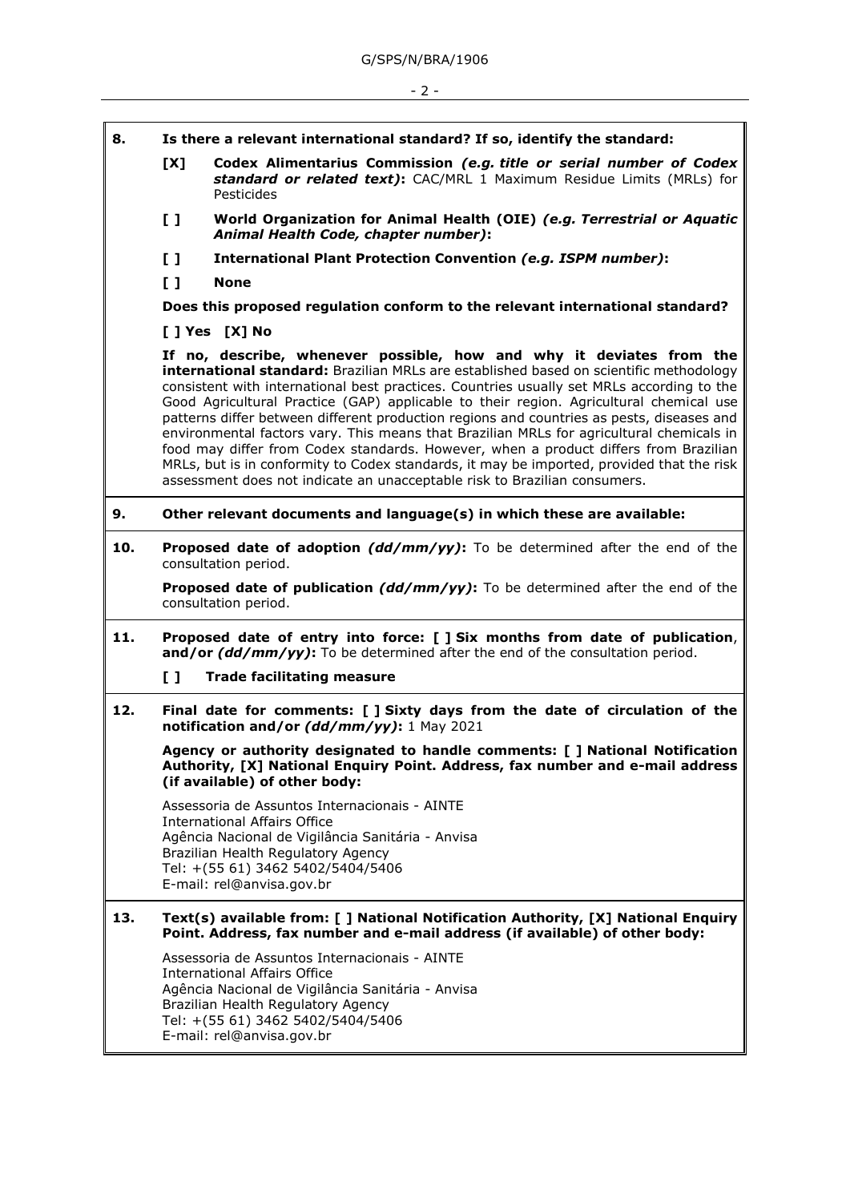**8. Is there a relevant international standard? If so, identify the standard:**

**[X] Codex Alimentarius Commission** ***(e.g. title or serial number of Codex standard or related text)*****:** CAC/MRL 1 Maximum Residue Limits (MRLs) for Pesticides

**[ ] World Organization for Animal Health (OIE)** ***(e.g. Terrestrial or Aquatic Animal Health Code, chapter number)*****:**

**[ ] International Plant Protection Convention** ***(e.g. ISPM number)*****:**

**[ ] None**

**Does this proposed regulation conform to the relevant international standard?**

**[ ] Yes [X] No**

**If no, describe, whenever possible, how and why it deviates from the international standard:** Brazilian MRLs are established based on scientific methodology consistent with international best practices. Countries usually set MRLs according to the Good Agricultural Practice (GAP) applicable to their region. Agricultural chemical use patterns differ between different production regions and countries as pests, diseases and environmental factors vary. This means that Brazilian MRLs for agricultural chemicals in food may differ from Codex standards. However, when a product differs from Brazilian MRLs, but is in conformity to Codex standards, it may be imported, provided that the risk assessment does not indicate an unacceptable risk to Brazilian consumers.

**9. Other relevant documents and language(s) in which these are available:**

**10. Proposed date of adoption** ***(dd/mm/yy)*****:** To be determined after the end of the consultation period.

**Proposed date of publication** ***(dd/mm/yy)*****:** To be determined after the end of the consultation period.

**11. Proposed date of entry into force: [ ] Six months from date of publication**, **and/or** ***(dd/mm/yy)*****:** To be determined after the end of the consultation period.

**[ ] Trade facilitating measure**

**12. Final date for comments: [ ] Sixty days from the date of circulation of the notification and/or** ***(dd/mm/yy)*****:** 1 May 2021

**Agency or authority designated to handle comments: [ ] National Notification Authority, [X] National Enquiry Point. Address, fax number and e-mail address (if available) of other body:**

Assessoria de Assuntos Internacionais - AINTE
International Affairs Office
Agência Nacional de Vigilância Sanitária - Anvisa
Brazilian Health Regulatory Agency
Tel: +(55 61) 3462 5402/5404/5406
E-mail: rel@anvisa.gov.br

**13. Text(s) available from: [ ] National Notification Authority, [X] National Enquiry Point. Address, fax number and e-mail address (if available) of other body:**

Assessoria de Assuntos Internacionais - AINTE
International Affairs Office
Agência Nacional de Vigilância Sanitária - Anvisa
Brazilian Health Regulatory Agency
Tel: +(55 61) 3462 5402/5404/5406
E-mail: rel@anvisa.gov.br